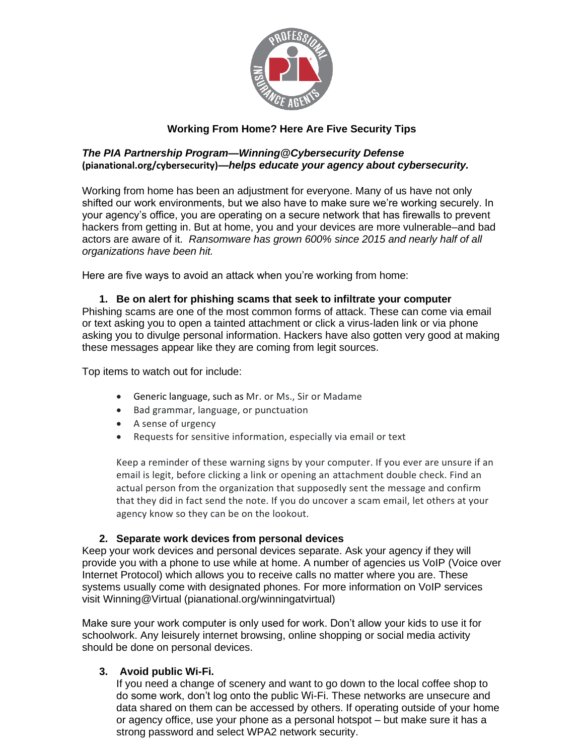# Working From Home? Here Are Five Security Tips

***The PIA Partnership Program—Winning@Cybersecurity Defense*** **(pianational.org/cybersecurity)—*helps educate your agency about cybersecurity.***

Working from home has been an adjustment for everyone. Many of us have not only shifted our work environments, but we also have to make sure we're working securely. In your agency's office, you are operating on a secure network that has firewalls to prevent hackers from getting in. But at home, you and your devices are more vulnerable–and bad actors are aware of it. *Ransomware has grown 600% since 2015 and nearly half of all organizations have been hit.*

Here are five ways to avoid an attack when you're working from home:

### 1. Be on alert for phishing scams that seek to infiltrate your computer

Phishing scams are one of the most common forms of attack. These can come via email or text asking you to open a tainted attachment or click a virus-laden link or via phone asking you to divulge personal information. Hackers have also gotten very good at making these messages appear like they are coming from legit sources.

Top items to watch out for include:

- Generic language, such as Mr. or Ms., Sir or Madame
- Bad grammar, language, or punctuation
- A sense of urgency
- Requests for sensitive information, especially via email or text

Keep a reminder of these warning signs by your computer. If you ever are unsure if an email is legit, before clicking a link or opening an attachment double check. Find an actual person from the organization that supposedly sent the message and confirm that they did in fact send the note. If you do uncover a scam email, let others at your agency know so they can be on the lookout.

### 2. Separate work devices from personal devices

Keep your work devices and personal devices separate. Ask your agency if they will provide you with a phone to use while at home. A number of agencies us VoIP (Voice over Internet Protocol) which allows you to receive calls no matter where you are. These systems usually come with designated phones. For more information on VoIP services visit Winning@Virtual (pianational.org/winningatvirtual)

Make sure your work computer is only used for work. Don't allow your kids to use it for schoolwork. Any leisurely internet browsing, online shopping or social media activity should be done on personal devices.

### 3. Avoid public Wi-Fi.

If you need a change of scenery and want to go down to the local coffee shop to do some work, don't log onto the public Wi-Fi. These networks are unsecure and data shared on them can be accessed by others. If operating outside of your home or agency office, use your phone as a personal hotspot – but make sure it has a strong password and select WPA2 network security.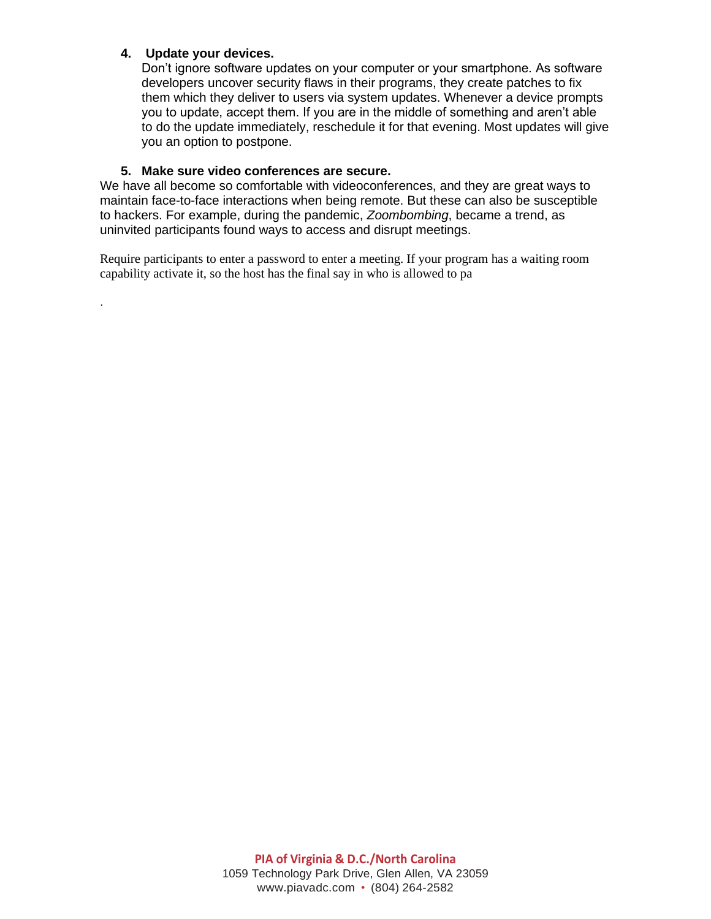4. **Update your devices.**
   Don't ignore software updates on your computer or your smartphone. As software developers uncover security flaws in their programs, they create patches to fix them which they deliver to users via system updates. Whenever a device prompts you to update, accept them. If you are in the middle of something and aren't able to do the update immediately, reschedule it for that evening. Most updates will give you an option to postpone.

5. **Make sure video conferences are secure.**

We have all become so comfortable with videoconferences, and they are great ways to maintain face-to-face interactions when being remote. But these can also be susceptible to hackers. For example, during the pandemic, *Zoombombing*, became a trend, as uninvited participants found ways to access and disrupt meetings.

Require participants to enter a password to enter a meeting. If your program has a waiting room capability activate it, so the host has the final say in who is allowed to pa

.

**PIA of Virginia & D.C./North Carolina**
1059 Technology Park Drive, Glen Allen, VA 23059
www.piavadc.com • (804) 264-2582